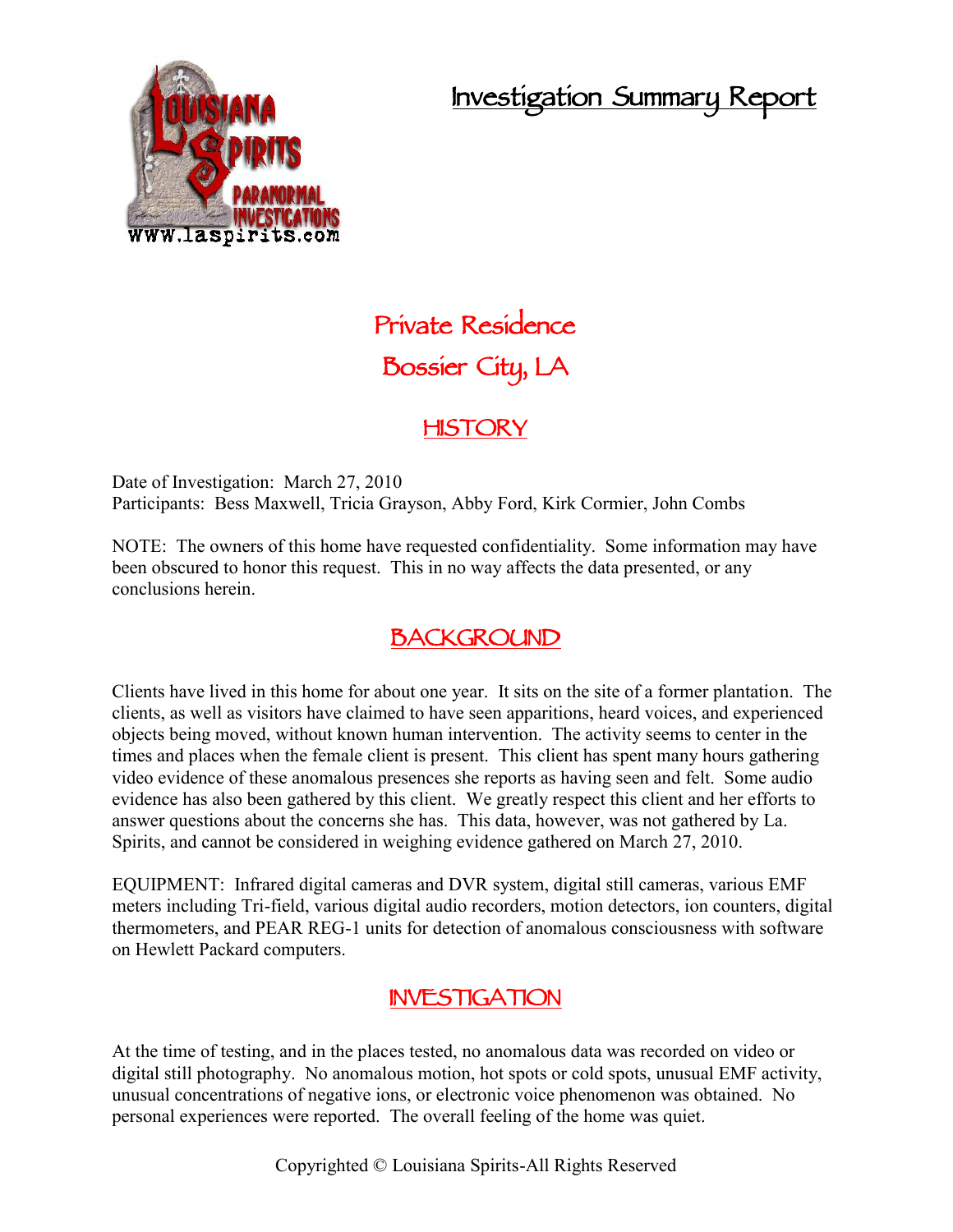# Investigation Summary Report

## Private Residence
## Bossier City, LA

## HISTORY

Date of Investigation: March 27, 2010
Participants: Bess Maxwell, Tricia Grayson, Abby Ford, Kirk Cormier, John Combs

NOTE: The owners of this home have requested confidentiality. Some information may have been obscured to honor this request. This in no way affects the data presented, or any conclusions herein.

## BACKGROUND

Clients have lived in this home for about one year. It sits on the site of a former plantation. The clients, as well as visitors have claimed to have seen apparitions, heard voices, and experienced objects being moved, without known human intervention. The activity seems to center in the times and places when the female client is present. This client has spent many hours gathering video evidence of these anomalous presences she reports as having seen and felt. Some audio evidence has also been gathered by this client. We greatly respect this client and her efforts to answer questions about the concerns she has. This data, however, was not gathered by La. Spirits, and cannot be considered in weighing evidence gathered on March 27, 2010.

EQUIPMENT: Infrared digital cameras and DVR system, digital still cameras, various EMF meters including Tri-field, various digital audio recorders, motion detectors, ion counters, digital thermometers, and PEAR REG-1 units for detection of anomalous consciousness with software on Hewlett Packard computers.

## INVESTIGATION

At the time of testing, and in the places tested, no anomalous data was recorded on video or digital still photography. No anomalous motion, hot spots or cold spots, unusual EMF activity, unusual concentrations of negative ions, or electronic voice phenomenon was obtained. No personal experiences were reported. The overall feeling of the home was quiet.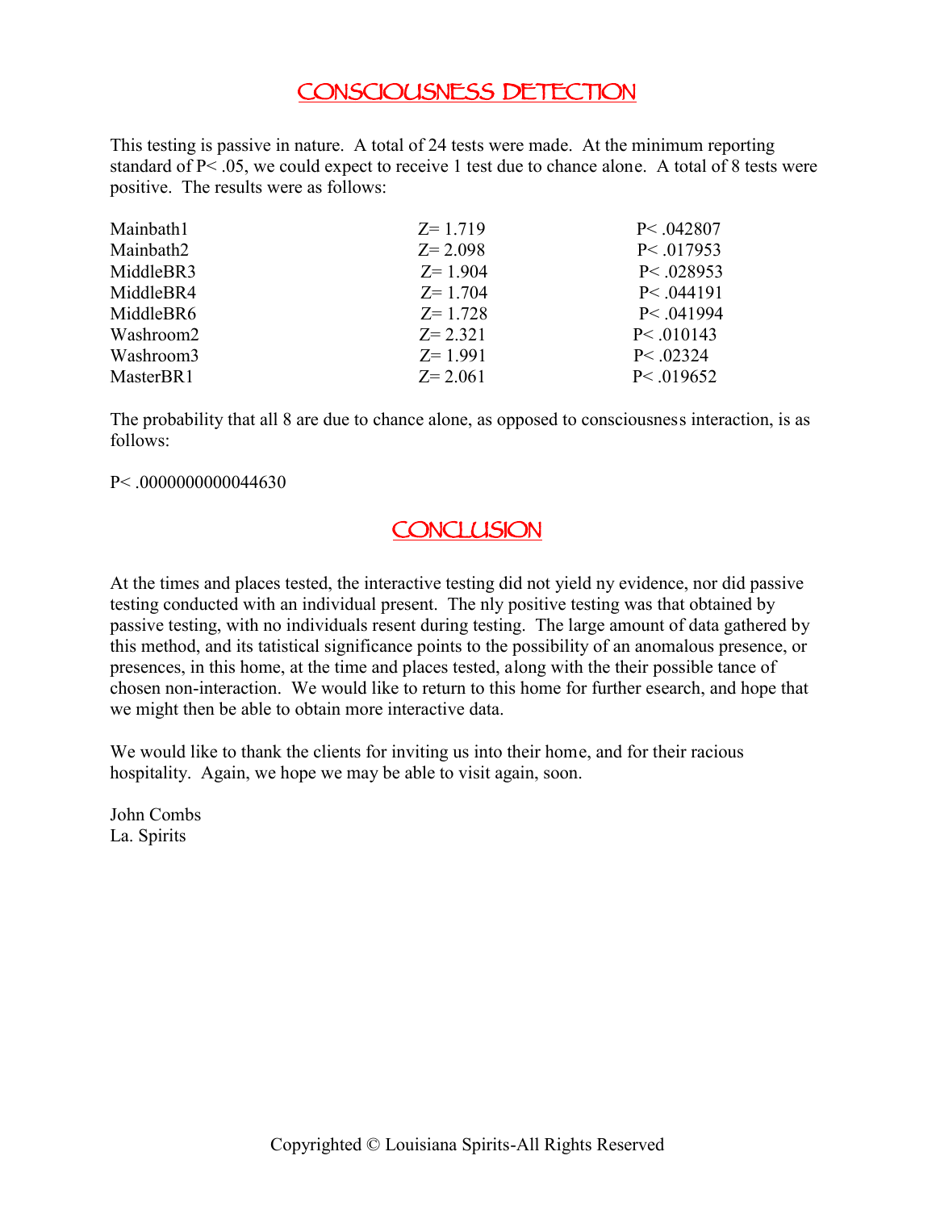## CONSCIOUSNESS DETECTION

This testing is passive in nature. A total of 24 tests were made. At the minimum reporting standard of $P < .05$, we could expect to receive 1 test due to chance alone. A total of 8 tests were positive. The results were as follows:

| | | |
|---|---|---|
| Mainbath1 | Z= 1.719 | P< .042807 |
| Mainbath2 | Z= 2.098 | P< .017953 |
| MiddleBR3 | Z= 1.904 | P< .028953 |
| MiddleBR4 | Z= 1.704 | P< .044191 |
| MiddleBR6 | Z= 1.728 | P< .041994 |
| Washroom2 | Z= 2.321 | P< .010143 |
| Washroom3 | Z= 1.991 | P< .02324 |
| MasterBR1 | Z= 2.061 | P< .019652 |

The probability that all 8 are due to chance alone, as opposed to consciousness interaction, is as follows:

P< .0000000000044630

## CONCLUSION

At the times and places tested, the interactive testing did not yield ny evidence, nor did passive testing conducted with an individual present. The nly positive testing was that obtained by passive testing, with no individuals resent during testing. The large amount of data gathered by this method, and its tatistical significance points to the possibility of an anomalous presence, or presences, in this home, at the time and places tested, along with the their possible tance of chosen non-interaction. We would like to return to this home for further esearch, and hope that we might then be able to obtain more interactive data.

We would like to thank the clients for inviting us into their home, and for their racious hospitality. Again, we hope we may be able to visit again, soon.

John Combs  
La. Spirits

Copyrighted © Louisiana Spirits-All Rights Reserved